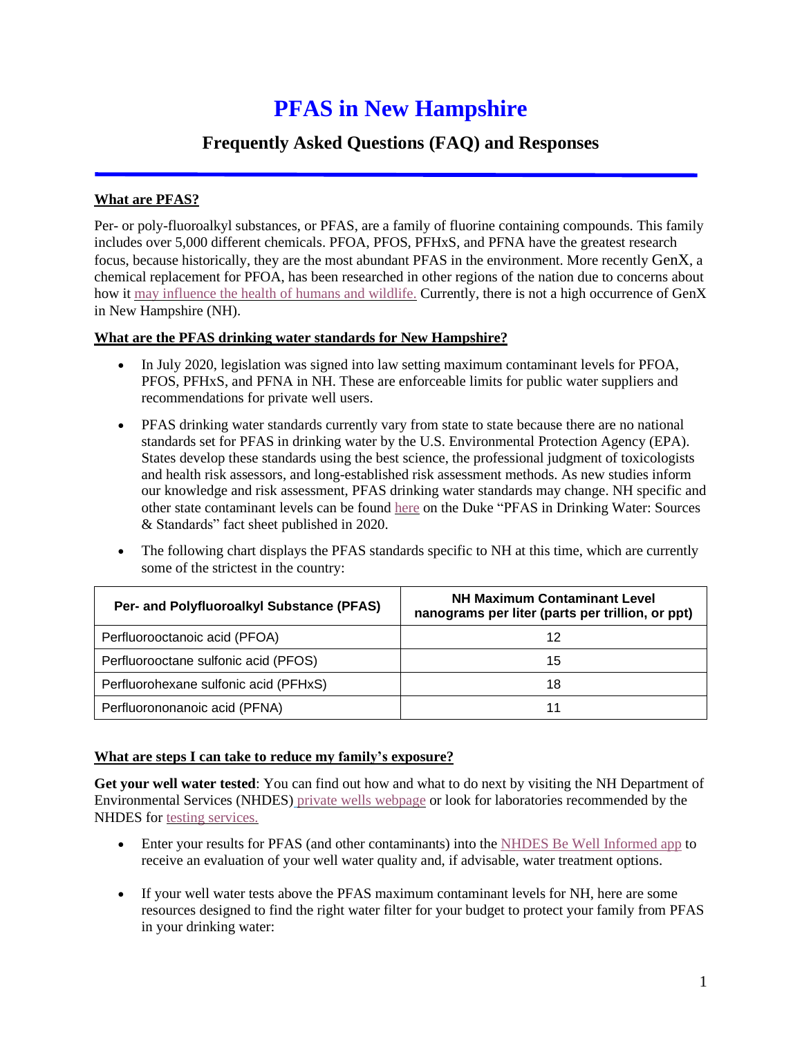# PFAS in New Hampshire

## Frequently Asked Questions (FAQ) and Responses

**What are PFAS?**

Per- or poly-fluoroalkyl substances, or PFAS, are a family of fluorine containing compounds. This family includes over 5,000 different chemicals. PFOA, PFOS, PFHxS, and PFNA have the greatest research focus, because historically, they are the most abundant PFAS in the environment. More recently GenX, a chemical replacement for PFOA, has been researched in other regions of the nation due to concerns about how it may influence the health of humans and wildlife. Currently, there is not a high occurrence of GenX in New Hampshire (NH).

**What are the PFAS drinking water standards for New Hampshire?**

- In July 2020, legislation was signed into law setting maximum contaminant levels for PFOA, PFOS, PFHxS, and PFNA in NH. These are enforceable limits for public water suppliers and recommendations for private well users.
- PFAS drinking water standards currently vary from state to state because there are no national standards set for PFAS in drinking water by the U.S. Environmental Protection Agency (EPA). States develop these standards using the best science, the professional judgment of toxicologists and health risk assessors, and long-established risk assessment methods. As new studies inform our knowledge and risk assessment, PFAS drinking water standards may change. NH specific and other state contaminant levels can be found here on the Duke "PFAS in Drinking Water: Sources & Standards" fact sheet published in 2020.
- The following chart displays the PFAS standards specific to NH at this time, which are currently some of the strictest in the country:

| Per- and Polyfluoroalkyl Substance (PFAS) | NH Maximum Contaminant Level nanograms per liter (parts per trillion, or ppt) |
|---|---|
| Perfluorooctanoic acid (PFOA) | 12 |
| Perfluorooctane sulfonic acid (PFOS) | 15 |
| Perfluorohexane sulfonic acid (PFHxS) | 18 |
| Perfluorononanoic acid (PFNA) | 11 |

**What are steps I can take to reduce my family's exposure?**

**Get your well water tested**: You can find out how and what to do next by visiting the NH Department of Environmental Services (NHDES) private wells webpage or look for laboratories recommended by the NHDES for testing services.

- Enter your results for PFAS (and other contaminants) into the NHDES Be Well Informed app to receive an evaluation of your well water quality and, if advisable, water treatment options.
- If your well water tests above the PFAS maximum contaminant levels for NH, here are some resources designed to find the right water filter for your budget to protect your family from PFAS in your drinking water: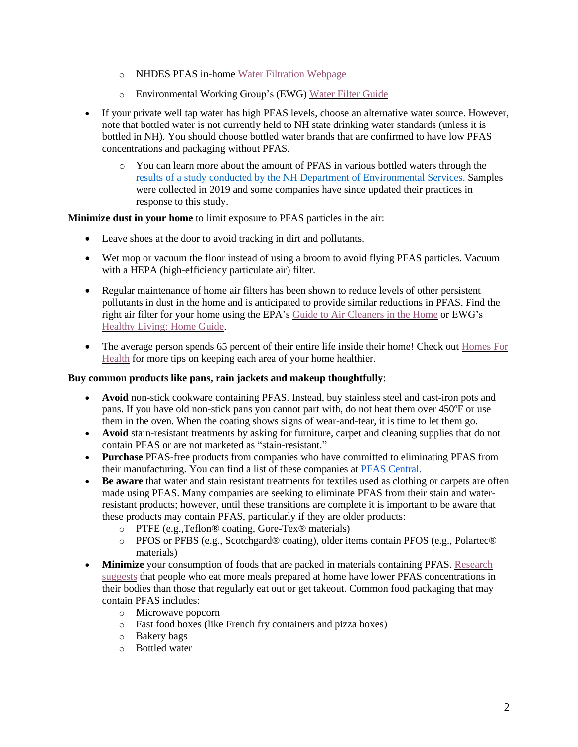- NHDES PFAS in-home Water Filtration Webpage
    - Environmental Working Group's (EWG) Water Filter Guide
- If your private well tap water has high PFAS levels, choose an alternative water source. However, note that bottled water is not currently held to NH state drinking water standards (unless it is bottled in NH). You should choose bottled water brands that are confirmed to have low PFAS concentrations and packaging without PFAS.
    - You can learn more about the amount of PFAS in various bottled waters through the results of a study conducted by the NH Department of Environmental Services. Samples were collected in 2019 and some companies have since updated their practices in response to this study.

**Minimize dust in your home** to limit exposure to PFAS particles in the air:

- Leave shoes at the door to avoid tracking in dirt and pollutants.
- Wet mop or vacuum the floor instead of using a broom to avoid flying PFAS particles. Vacuum with a HEPA (high-efficiency particulate air) filter.
- Regular maintenance of home air filters has been shown to reduce levels of other persistent pollutants in dust in the home and is anticipated to provide similar reductions in PFAS. Find the right air filter for your home using the EPA's Guide to Air Cleaners in the Home or EWG's Healthy Living: Home Guide.
- The average person spends 65 percent of their entire life inside their home! Check out Homes For Health for more tips on keeping each area of your home healthier.

**Buy common products like pans, rain jackets and makeup thoughtfully**:

- **Avoid** non-stick cookware containing PFAS. Instead, buy stainless steel and cast-iron pots and pans. If you have old non-stick pans you cannot part with, do not heat them over 450ºF or use them in the oven. When the coating shows signs of wear-and-tear, it is time to let them go.
- **Avoid** stain-resistant treatments by asking for furniture, carpet and cleaning supplies that do not contain PFAS or are not marketed as "stain-resistant."
- **Purchase** PFAS-free products from companies who have committed to eliminating PFAS from their manufacturing. You can find a list of these companies at PFAS Central.
- **Be aware** that water and stain resistant treatments for textiles used as clothing or carpets are often made using PFAS. Many companies are seeking to eliminate PFAS from their stain and water-resistant products; however, until these transitions are complete it is important to be aware that these products may contain PFAS, particularly if they are older products:
    - PTFE (e.g.,Teflon® coating, Gore-Tex® materials)
    - PFOS or PFBS (e.g., Scotchgard® coating), older items contain PFOS (e.g., Polartec® materials)
- **Minimize** your consumption of foods that are packed in materials containing PFAS. Research suggests that people who eat more meals prepared at home have lower PFAS concentrations in their bodies than those that regularly eat out or get takeout. Common food packaging that may contain PFAS includes:
    - Microwave popcorn
    - Fast food boxes (like French fry containers and pizza boxes)
    - Bakery bags
    - Bottled water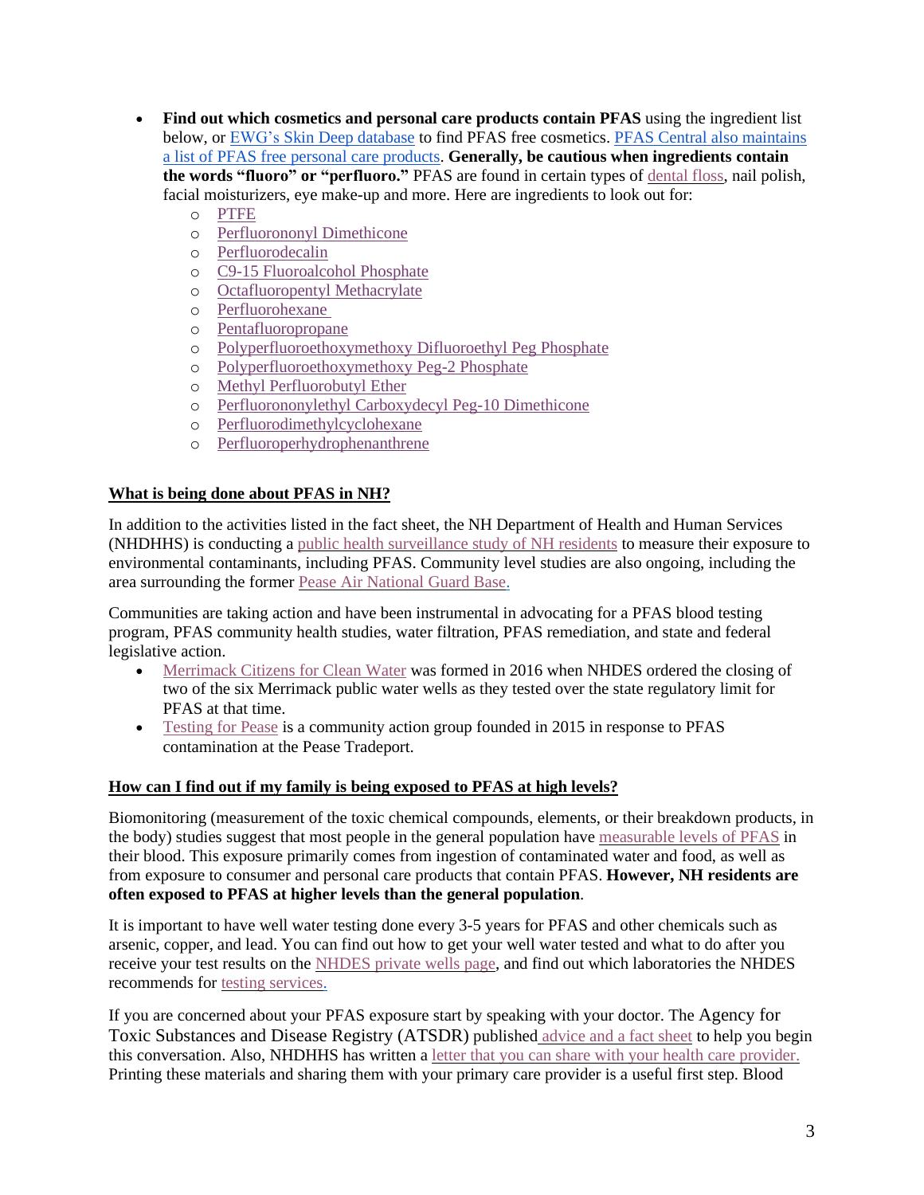- **Find out which cosmetics and personal care products contain PFAS** using the ingredient list below, or EWG's Skin Deep database to find PFAS free cosmetics. PFAS Central also maintains a list of PFAS free personal care products. **Generally, be cautious when ingredients contain the words "fluoro" or "perfluoro."** PFAS are found in certain types of dental floss, nail polish, facial moisturizers, eye make-up and more. Here are ingredients to look out for:
  - PTFE
  - Perfluorononyl Dimethicone
  - Perfluorodecalin
  - C9-15 Fluoroalcohol Phosphate
  - Octafluoropentyl Methacrylate
  - Perfluorohexane
  - Pentafluoropropane
  - Polyperfluoroethoxymethoxy Difluoroethyl Peg Phosphate
  - Polyperfluoroethoxymethoxy Peg-2 Phosphate
  - Methyl Perfluorobutyl Ether
  - Perfluorononylethyl Carboxydecyl Peg-10 Dimethicone
  - Perfluorodimethylcyclohexane
  - Perfluoroperhydrophenanthrene

## What is being done about PFAS in NH?

In addition to the activities listed in the fact sheet, the NH Department of Health and Human Services (NHDHHS) is conducting a public health surveillance study of NH residents to measure their exposure to environmental contaminants, including PFAS. Community level studies are also ongoing, including the area surrounding the former Pease Air National Guard Base.

Communities are taking action and have been instrumental in advocating for a PFAS blood testing program, PFAS community health studies, water filtration, PFAS remediation, and state and federal legislative action.

- Merrimack Citizens for Clean Water was formed in 2016 when NHDES ordered the closing of two of the six Merrimack public water wells as they tested over the state regulatory limit for PFAS at that time.
- Testing for Pease is a community action group founded in 2015 in response to PFAS contamination at the Pease Tradeport.

## How can I find out if my family is being exposed to PFAS at high levels?

Biomonitoring (measurement of the toxic chemical compounds, elements, or their breakdown products, in the body) studies suggest that most people in the general population have measurable levels of PFAS in their blood. This exposure primarily comes from ingestion of contaminated water and food, as well as from exposure to consumer and personal care products that contain PFAS. **However, NH residents are often exposed to PFAS at higher levels than the general population**.

It is important to have well water testing done every 3-5 years for PFAS and other chemicals such as arsenic, copper, and lead. You can find out how to get your well water tested and what to do after you receive your test results on the NHDES private wells page, and find out which laboratories the NHDES recommends for testing services.

If you are concerned about your PFAS exposure start by speaking with your doctor. The Agency for Toxic Substances and Disease Registry (ATSDR) published advice and a fact sheet to help you begin this conversation. Also, NHDHHS has written a letter that you can share with your health care provider. Printing these materials and sharing them with your primary care provider is a useful first step. Blood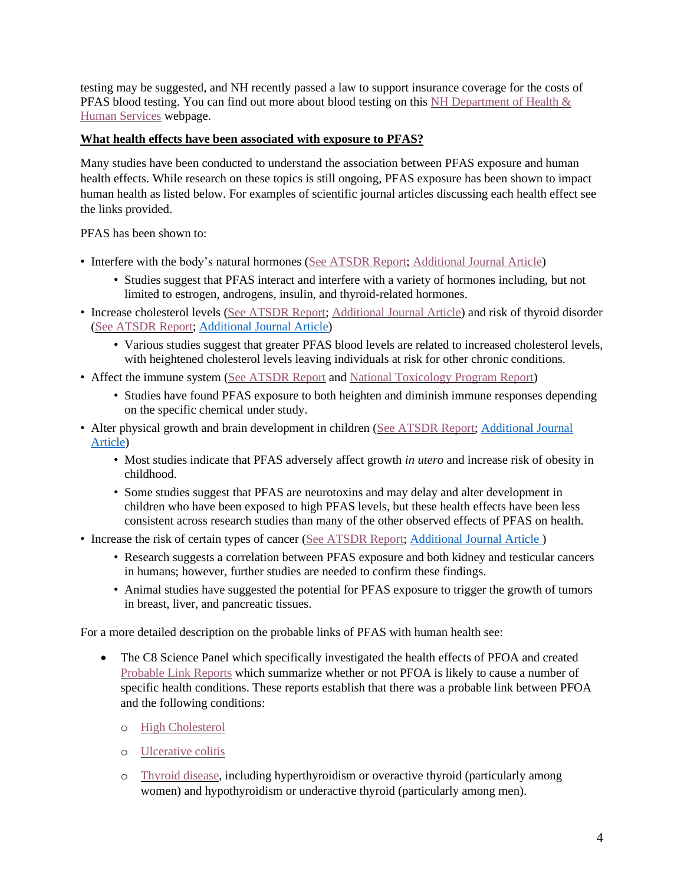testing may be suggested, and NH recently passed a law to support insurance coverage for the costs of PFAS blood testing. You can find out more about blood testing on this NH Department of Health & Human Services webpage.

**What health effects have been associated with exposure to PFAS?**

Many studies have been conducted to understand the association between PFAS exposure and human health effects. While research on these topics is still ongoing, PFAS exposure has been shown to impact human health as listed below. For examples of scientific journal articles discussing each health effect see the links provided.

PFAS has been shown to:

- Interfere with the body's natural hormones (See ATSDR Report; Additional Journal Article)
  - Studies suggest that PFAS interact and interfere with a variety of hormones including, but not limited to estrogen, androgens, insulin, and thyroid-related hormones.
- Increase cholesterol levels (See ATSDR Report; Additional Journal Article) and risk of thyroid disorder (See ATSDR Report; Additional Journal Article)
  - Various studies suggest that greater PFAS blood levels are related to increased cholesterol levels, with heightened cholesterol levels leaving individuals at risk for other chronic conditions.
- Affect the immune system (See ATSDR Report and National Toxicology Program Report)
  - Studies have found PFAS exposure to both heighten and diminish immune responses depending on the specific chemical under study.
- Alter physical growth and brain development in children (See ATSDR Report; Additional Journal Article)
  - Most studies indicate that PFAS adversely affect growth *in utero* and increase risk of obesity in childhood.
  - Some studies suggest that PFAS are neurotoxins and may delay and alter development in children who have been exposed to high PFAS levels, but these health effects have been less consistent across research studies than many of the other observed effects of PFAS on health.
- Increase the risk of certain types of cancer (See ATSDR Report; Additional Journal Article )
  - Research suggests a correlation between PFAS exposure and both kidney and testicular cancers in humans; however, further studies are needed to confirm these findings.
  - Animal studies have suggested the potential for PFAS exposure to trigger the growth of tumors in breast, liver, and pancreatic tissues.

For a more detailed description on the probable links of PFAS with human health see:

- The C8 Science Panel which specifically investigated the health effects of PFOA and created Probable Link Reports which summarize whether or not PFOA is likely to cause a number of specific health conditions. These reports establish that there was a probable link between PFOA and the following conditions:
  - High Cholesterol
  - Ulcerative colitis
  - Thyroid disease, including hyperthyroidism or overactive thyroid (particularly among women) and hypothyroidism or underactive thyroid (particularly among men).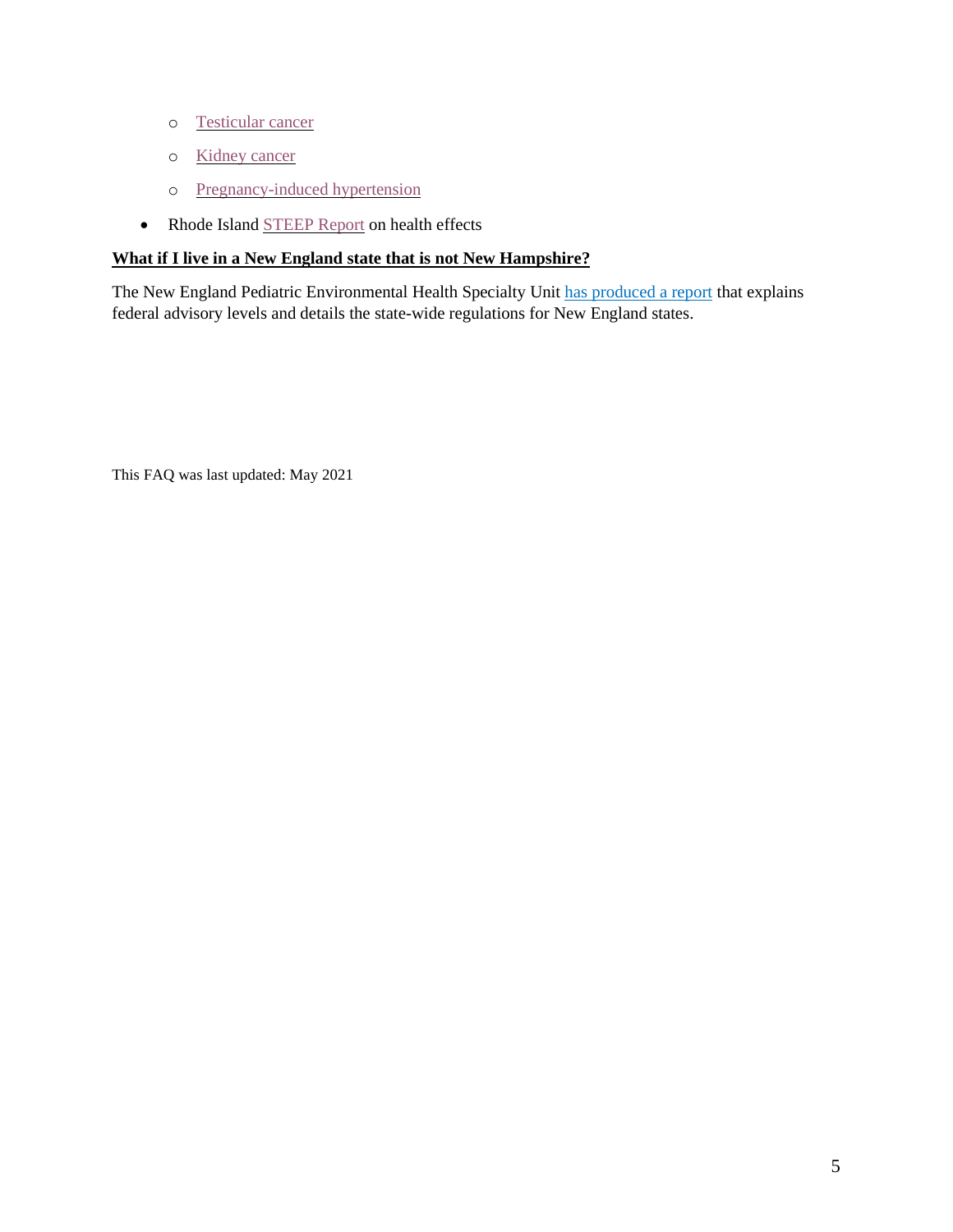- Testicular cancer
    - Kidney cancer
    - Pregnancy-induced hypertension
- Rhode Island STEEP Report on health effects

**What if I live in a New England state that is not New Hampshire?**

The New England Pediatric Environmental Health Specialty Unit has produced a report that explains federal advisory levels and details the state-wide regulations for New England states.

This FAQ was last updated: May 2021